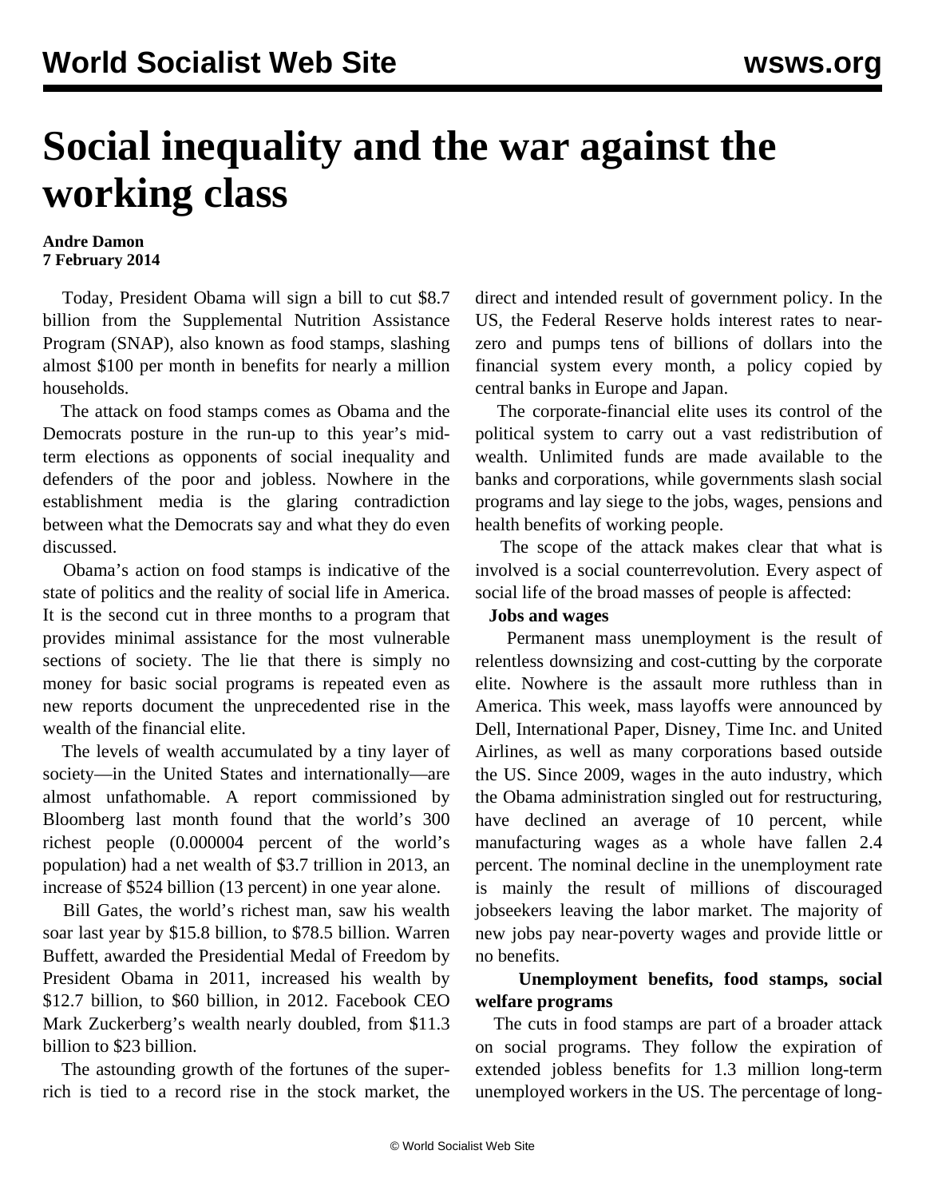# Social inequality and the war against the working class

**Andre Damon**
**7 February 2014**

Today, President Obama will sign a bill to cut $8.7 billion from the Supplemental Nutrition Assistance Program (SNAP), also known as food stamps, slashing almost $100 per month in benefits for nearly a million households.

The attack on food stamps comes as Obama and the Democrats posture in the run-up to this year's mid-term elections as opponents of social inequality and defenders of the poor and jobless. Nowhere in the establishment media is the glaring contradiction between what the Democrats say and what they do even discussed.

Obama's action on food stamps is indicative of the state of politics and the reality of social life in America. It is the second cut in three months to a program that provides minimal assistance for the most vulnerable sections of society. The lie that there is simply no money for basic social programs is repeated even as new reports document the unprecedented rise in the wealth of the financial elite.

The levels of wealth accumulated by a tiny layer of society—in the United States and internationally—are almost unfathomable. A report commissioned by Bloomberg last month found that the world's 300 richest people (0.000004 percent of the world's population) had a net wealth of $3.7 trillion in 2013, an increase of $524 billion (13 percent) in one year alone.

Bill Gates, the world's richest man, saw his wealth soar last year by $15.8 billion, to $78.5 billion. Warren Buffett, awarded the Presidential Medal of Freedom by President Obama in 2011, increased his wealth by $12.7 billion, to $60 billion, in 2012. Facebook CEO Mark Zuckerberg's wealth nearly doubled, from $11.3 billion to $23 billion.

The astounding growth of the fortunes of the super-rich is tied to a record rise in the stock market, the direct and intended result of government policy. In the US, the Federal Reserve holds interest rates to near-zero and pumps tens of billions of dollars into the financial system every month, a policy copied by central banks in Europe and Japan.

The corporate-financial elite uses its control of the political system to carry out a vast redistribution of wealth. Unlimited funds are made available to the banks and corporations, while governments slash social programs and lay siege to the jobs, wages, pensions and health benefits of working people.

The scope of the attack makes clear that what is involved is a social counterrevolution. Every aspect of social life of the broad masses of people is affected:

**Jobs and wages**

Permanent mass unemployment is the result of relentless downsizing and cost-cutting by the corporate elite. Nowhere is the assault more ruthless than in America. This week, mass layoffs were announced by Dell, International Paper, Disney, Time Inc. and United Airlines, as well as many corporations based outside the US. Since 2009, wages in the auto industry, which the Obama administration singled out for restructuring, have declined an average of 10 percent, while manufacturing wages as a whole have fallen 2.4 percent. The nominal decline in the unemployment rate is mainly the result of millions of discouraged jobseekers leaving the labor market. The majority of new jobs pay near-poverty wages and provide little or no benefits.

**Unemployment benefits, food stamps, social welfare programs**

The cuts in food stamps are part of a broader attack on social programs. They follow the expiration of extended jobless benefits for 1.3 million long-term unemployed workers in the US. The percentage of long-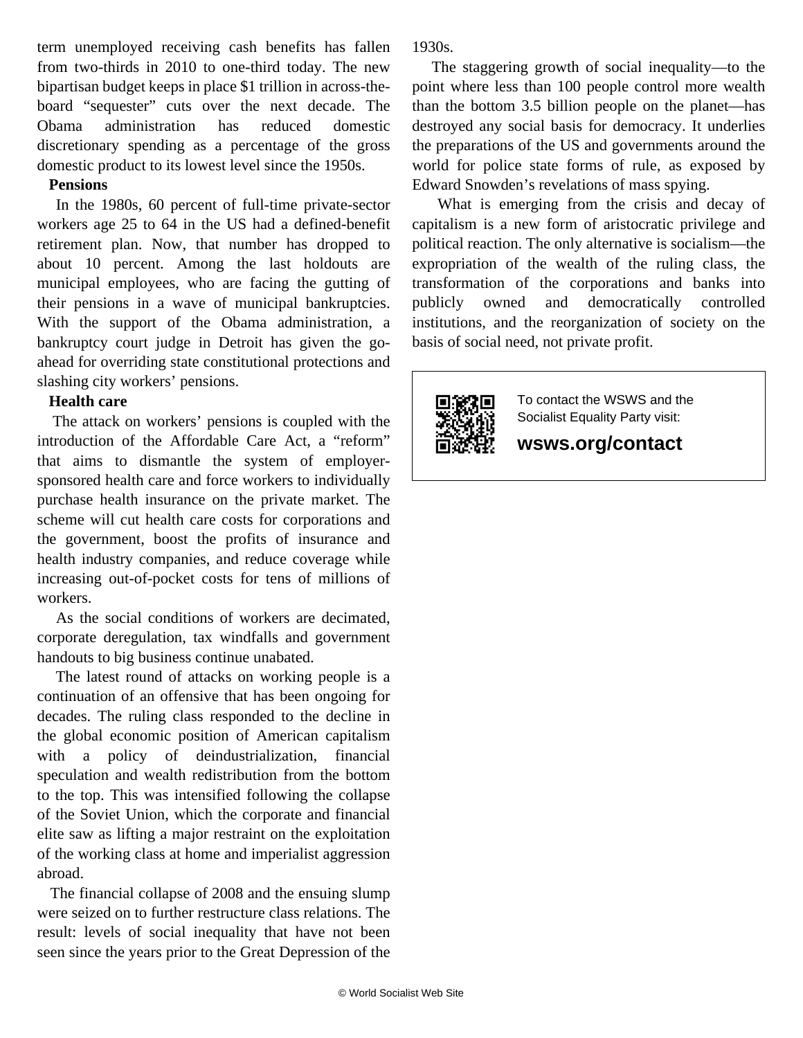term unemployed receiving cash benefits has fallen from two-thirds in 2010 to one-third today. The new bipartisan budget keeps in place $1 trillion in across-the-board "sequester" cuts over the next decade. The Obama administration has reduced domestic discretionary spending as a percentage of the gross domestic product to its lowest level since the 1950s.

**Pensions**

In the 1980s, 60 percent of full-time private-sector workers age 25 to 64 in the US had a defined-benefit retirement plan. Now, that number has dropped to about 10 percent. Among the last holdouts are municipal employees, who are facing the gutting of their pensions in a wave of municipal bankruptcies. With the support of the Obama administration, a bankruptcy court judge in Detroit has given the go-ahead for overriding state constitutional protections and slashing city workers' pensions.

**Health care**

The attack on workers' pensions is coupled with the introduction of the Affordable Care Act, a "reform" that aims to dismantle the system of employer-sponsored health care and force workers to individually purchase health insurance on the private market. The scheme will cut health care costs for corporations and the government, boost the profits of insurance and health industry companies, and reduce coverage while increasing out-of-pocket costs for tens of millions of workers.

As the social conditions of workers are decimated, corporate deregulation, tax windfalls and government handouts to big business continue unabated.

The latest round of attacks on working people is a continuation of an offensive that has been ongoing for decades. The ruling class responded to the decline in the global economic position of American capitalism with a policy of deindustrialization, financial speculation and wealth redistribution from the bottom to the top. This was intensified following the collapse of the Soviet Union, which the corporate and financial elite saw as lifting a major restraint on the exploitation of the working class at home and imperialist aggression abroad.

The financial collapse of 2008 and the ensuing slump were seized on to further restructure class relations. The result: levels of social inequality that have not been seen since the years prior to the Great Depression of the 1930s.

The staggering growth of social inequality—to the point where less than 100 people control more wealth than the bottom 3.5 billion people on the planet—has destroyed any social basis for democracy. It underlies the preparations of the US and governments around the world for police state forms of rule, as exposed by Edward Snowden's revelations of mass spying.

What is emerging from the crisis and decay of capitalism is a new form of aristocratic privilege and political reaction. The only alternative is socialism—the expropriation of the wealth of the ruling class, the transformation of the corporations and banks into publicly owned and democratically controlled institutions, and the reorganization of society on the basis of social need, not private profit.

To contact the WSWS and the Socialist Equality Party visit:

**wsws.org/contact**